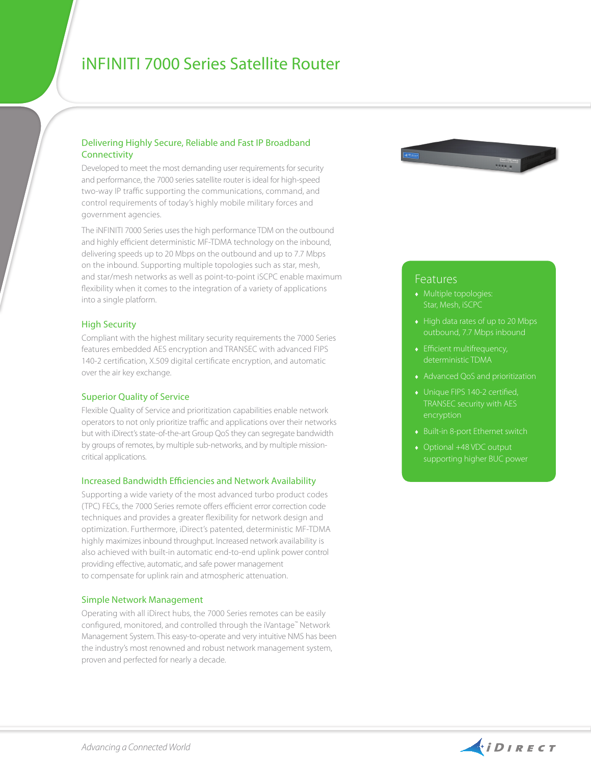# iNFINITI 7000 Series Satellite Router

## Delivering Highly Secure, Reliable and Fast IP Broadband Connectivity

Developed to meet the most demanding user requirements for security and performance, the 7000 series satellite router is ideal for high-speed two-way IP traffic supporting the communications, command, and control requirements of today's highly mobile military forces and government agencies.

The iNFINITI 7000 Series uses the high performance TDM on the outbound and highly efficient deterministic MF-TDMA technology on the inbound, delivering speeds up to 20 Mbps on the outbound and up to 7.7 Mbps on the inbound. Supporting multiple topologies such as star, mesh, and star/mesh networks as well as point-to-point iSCPC enable maximum flexibility when it comes to the integration of a variety of applications into a single platform.

## High Security

Compliant with the highest military security requirements the 7000 Series features embedded AES encryption and TRANSEC with advanced FIPS 140-2 certification, X.509 digital certificate encryption, and automatic over the air key exchange.

## Superior Quality of Service

Flexible Quality of Service and prioritization capabilities enable network operators to not only prioritize traffic and applications over their networks but with iDirect's state-of-the-art Group QoS they can segregate bandwidth by groups of remotes, by multiple sub-networks, and by multiple mission-critical applications.

## Increased Bandwidth Efficiencies and Network Availability

Supporting a wide variety of the most advanced turbo product codes (TPC) FECs, the 7000 Series remote offers efficient error correction code techniques and provides a greater flexibility for network design and optimization. Furthermore, iDirect's patented, deterministic MF-TDMA highly maximizes inbound throughput. Increased network availability is also achieved with built-in automatic end-to-end uplink power control providing effective, automatic, and safe power management to compensate for uplink rain and atmospheric attenuation.

## Simple Network Management

Operating with all iDirect hubs, the 7000 Series remotes can be easily configured, monitored, and controlled through the iVantage™ Network Management System. This easy-to-operate and very intuitive NMS has been the industry's most renowned and robust network management system, proven and perfected for nearly a decade.

## Features

- Multiple topologies: Star, Mesh, iSCPC
- High data rates of up to 20 Mbps outbound, 7.7 Mbps inbound
- Efficient multifrequency, deterministic TDMA
- Advanced QoS and prioritization
- Unique FIPS 140-2 certified, TRANSEC security with AES encryption
- Built-in 8-port Ethernet switch
- Optional +48 VDC output supporting higher BUC power

*Advancing a Connected World*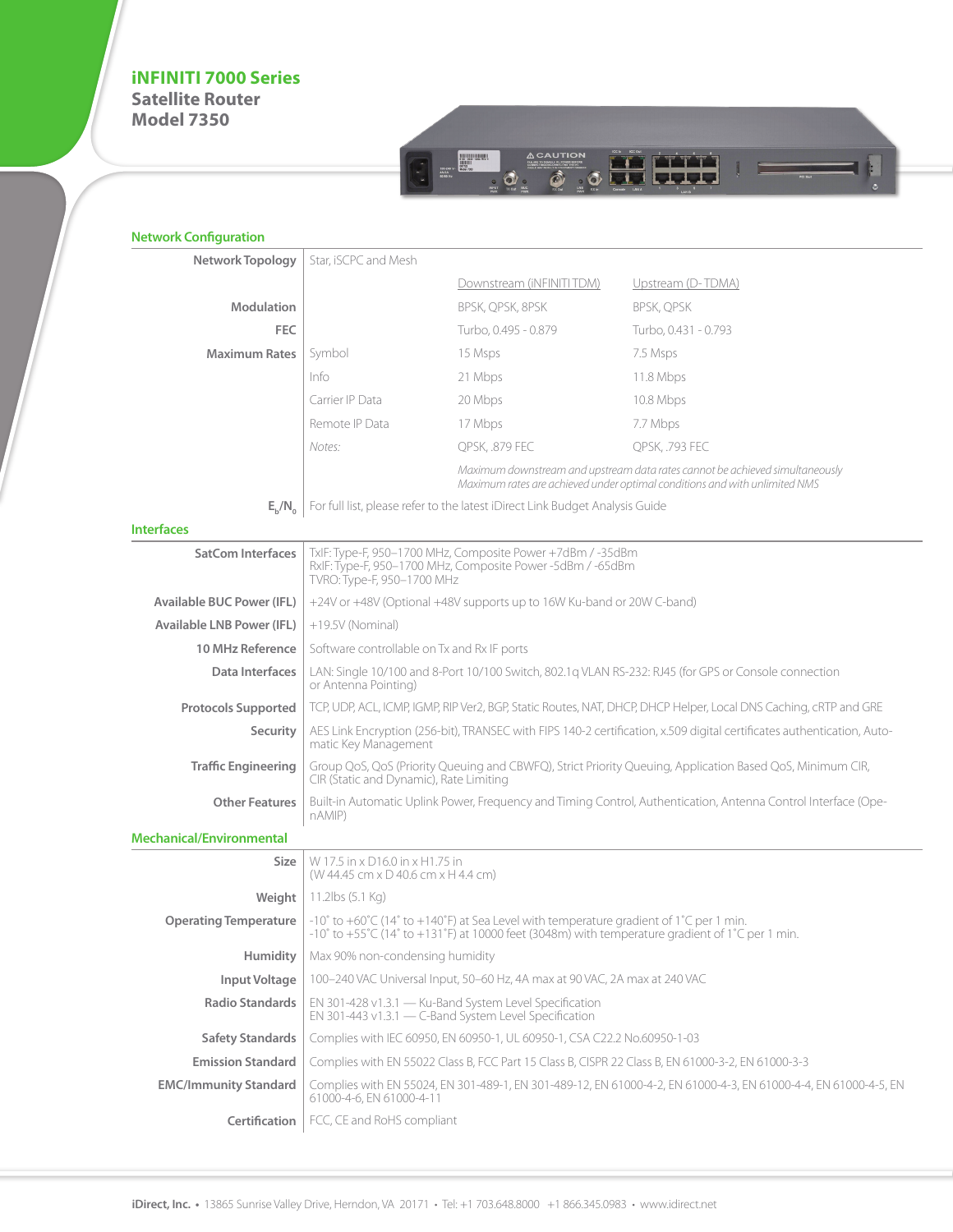# iNFINITI 7000 Series
## Satellite Router
## Model 7350

### Network Configuration

| | | | |
|---|---|---|---|
| **Network Topology** | Star, iSCPC and Mesh | | |
| | | Downstream (iNFINITI TDM) | Upstream (D-TDMA) |
| **Modulation** | | BPSK, QPSK, 8PSK | BPSK, QPSK |
| **FEC** | | Turbo, 0.495 - 0.879 | Turbo, 0.431 - 0.793 |
| **Maximum Rates** | Symbol | 15 Msps | 7.5 Msps |
| | Info | 21 Mbps | 11.8 Mbps |
| | Carrier IP Data | 20 Mbps | 10.8 Mbps |
| | Remote IP Data | 17 Mbps | 7.7 Mbps |
| | *Notes:* | QPSK, .879 FEC | QPSK, .793 FEC |
| | | *Maximum downstream and upstream data rates cannot be achieved simultaneously* *Maximum rates are achieved under optimal conditions and with unlimited NMS* | |
| **$E_b/N_0$** | For full list, please refer to the latest iDirect Link Budget Analysis Guide | | |

### Interfaces

| | |
|---|---|
| **SatCom Interfaces** | TxIF: Type-F, 950–1700 MHz, Composite Power +7dBm / -35dBm<br>RxIF: Type-F, 950–1700 MHz, Composite Power -5dBm / -65dBm<br>TVRO: Type-F, 950–1700 MHz |
| **Available BUC Power (IFL)** | +24V or +48V (Optional +48V supports up to 16W Ku-band or 20W C-band) |
| **Available LNB Power (IFL)** | +19.5V (Nominal) |
| **10 MHz Reference** | Software controllable on Tx and Rx IF ports |
| **Data Interfaces** | LAN: Single 10/100 and 8-Port 10/100 Switch, 802.1q VLAN RS-232: RJ45 (for GPS or Console connection or Antenna Pointing) |
| **Protocols Supported** | TCP, UDP, ACL, ICMP, IGMP, RIP Ver2, BGP, Static Routes, NAT, DHCP, DHCP Helper, Local DNS Caching, cRTP and GRE |
| **Security** | AES Link Encryption (256-bit), TRANSEC with FIPS 140-2 certification, x.509 digital certificates authentication, Automatic Key Management |
| **Traffic Engineering** | Group QoS, QoS (Priority Queuing and CBWFQ), Strict Priority Queuing, Application Based QoS, Minimum CIR, CIR (Static and Dynamic), Rate Limiting |
| **Other Features** | Built-in Automatic Uplink Power, Frequency and Timing Control, Authentication, Antenna Control Interface (OpenAMIP) |

### Mechanical/Environmental

| | |
|---|---|
| **Size** | W 17.5 in x D16.0 in x H1.75 in<br>(W 44.45 cm x D 40.6 cm x H 4.4 cm) |
| **Weight** | 11.2lbs (5.1 Kg) |
| **Operating Temperature** | -10˚ to +60˚C (14˚ to +140˚F) at Sea Level with temperature gradient of 1˚C per 1 min.<br>-10˚ to +55˚C (14˚ to +131˚F) at 10000 feet (3048m) with temperature gradient of 1˚C per 1 min. |
| **Humidity** | Max 90% non-condensing humidity |
| **Input Voltage** | 100–240 VAC Universal Input, 50–60 Hz, 4A max at 90 VAC, 2A max at 240 VAC |
| **Radio Standards** | EN 301-428 v1.3.1 — Ku-Band System Level Specification<br>EN 301-443 v1.3.1 — C-Band System Level Specification |
| **Safety Standards** | Complies with IEC 60950, EN 60950-1, UL 60950-1, CSA C22.2 No.60950-1-03 |
| **Emission Standard** | Complies with EN 55022 Class B, FCC Part 15 Class B, CISPR 22 Class B, EN 61000-3-2, EN 61000-3-3 |
| **EMC/Immunity Standard** | Complies with EN 55024, EN 301-489-1, EN 301-489-12, EN 61000-4-2, EN 61000-4-3, EN 61000-4-4, EN 61000-4-5, EN 61000-4-6, EN 61000-4-11 |
| **Certification** | FCC, CE and RoHS compliant |

**iDirect, Inc.** • 13865 Sunrise Valley Drive, Herndon, VA 20171 • Tel: +1 703.648.8000 +1 866.345.0983 • www.idirect.net